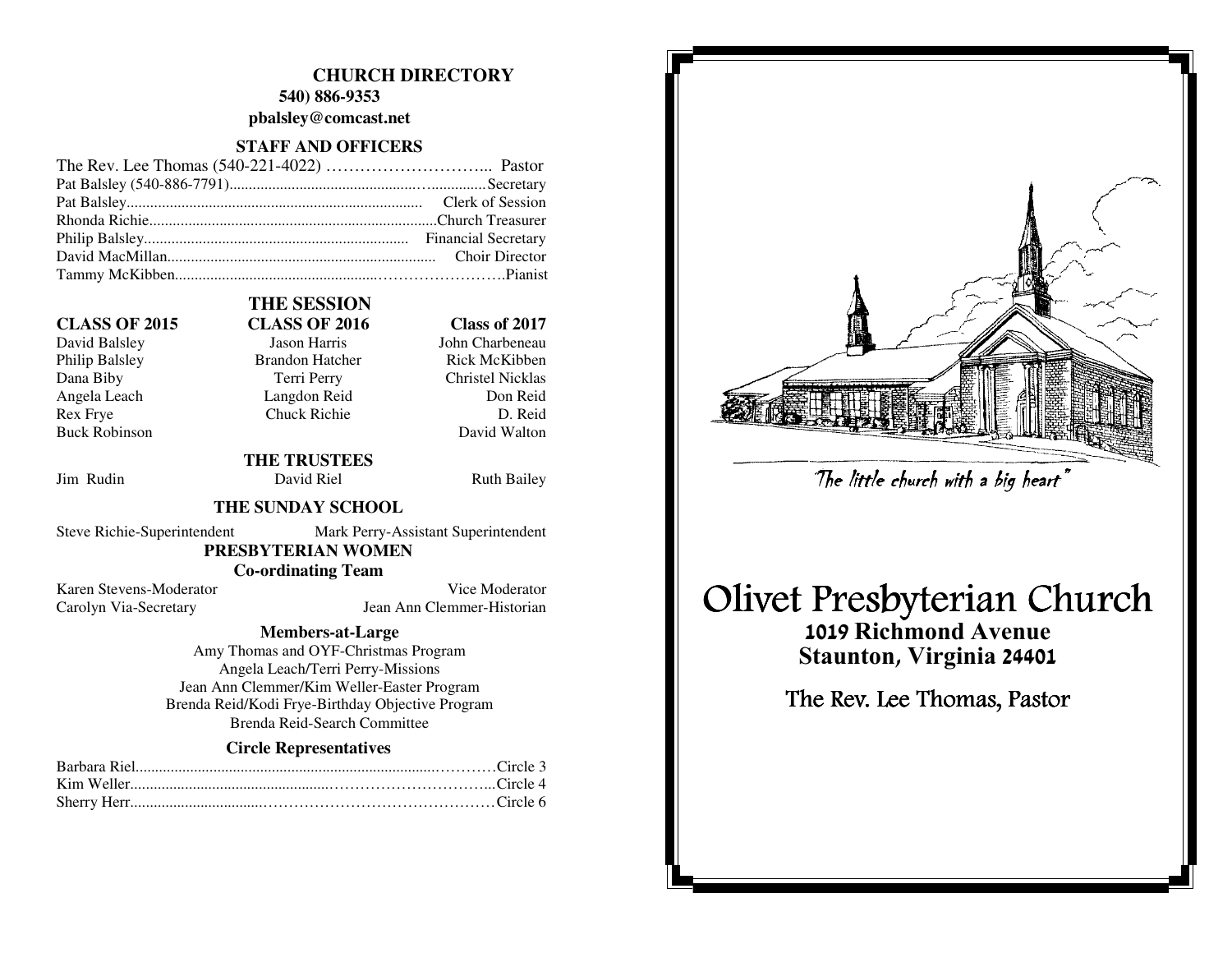## CHURCH DIRECTORY

**540) 886-9353**

**pbalsley@comcast.net**

### STAFF AND OFFICERS

The Rev. Lee Thomas (540-221-4022) ............................ Pastor
Pat Balsley (540-886-7791)................................................Secretary
Pat Balsley.......................................................................... Clerk of Session
Rhonda Richie.........................................................................Church Treasurer
Philip Balsley................................................................... Financial Secretary
David MacMillan.................................................................... Choir Director
Tammy McKibben...........................................................................Pianist

### THE SESSION

| CLASS OF 2015 | CLASS OF 2016 | Class of 2017 |
|---|---|---|
| David Balsley | Jason Harris | John Charbeneau |
| Philip Balsley | Brandon Hatcher | Rick McKibben |
| Dana Biby | Terri Perry | Christel Nicklas |
| Angela Leach | Langdon Reid | Don Reid |
| Rex Frye | Chuck Richie | D. Reid |
| Buck Robinson | | David Walton |

### THE TRUSTEES

Jim Rudin    David Riel    Ruth Bailey

### THE SUNDAY SCHOOL

Steve Richie-Superintendent    Mark Perry-Assistant Superintendent

### PRESBYTERIAN WOMEN

**Co-ordinating Team**

Karen Stevens-Moderator    Vice Moderator
Carolyn Via-Secretary    Jean Ann Clemmer-Historian

**Members-at-Large**

Amy Thomas and OYF-Christmas Program
Angela Leach/Terri Perry-Missions
Jean Ann Clemmer/Kim Weller-Easter Program
Brenda Reid/Kodi Frye-Birthday Objective Program
Brenda Reid-Search Committee

**Circle Representatives**

Barbara Riel.......................................................................Circle 3
Kim Weller.........................................................................Circle 4
Sherry Herr.........................................................................Circle 6

*The little church with a big heart"*

# Olivet Presbyterian Church

**1019 Richmond Avenue**
**Staunton, Virginia 24401**

The Rev. Lee Thomas, Pastor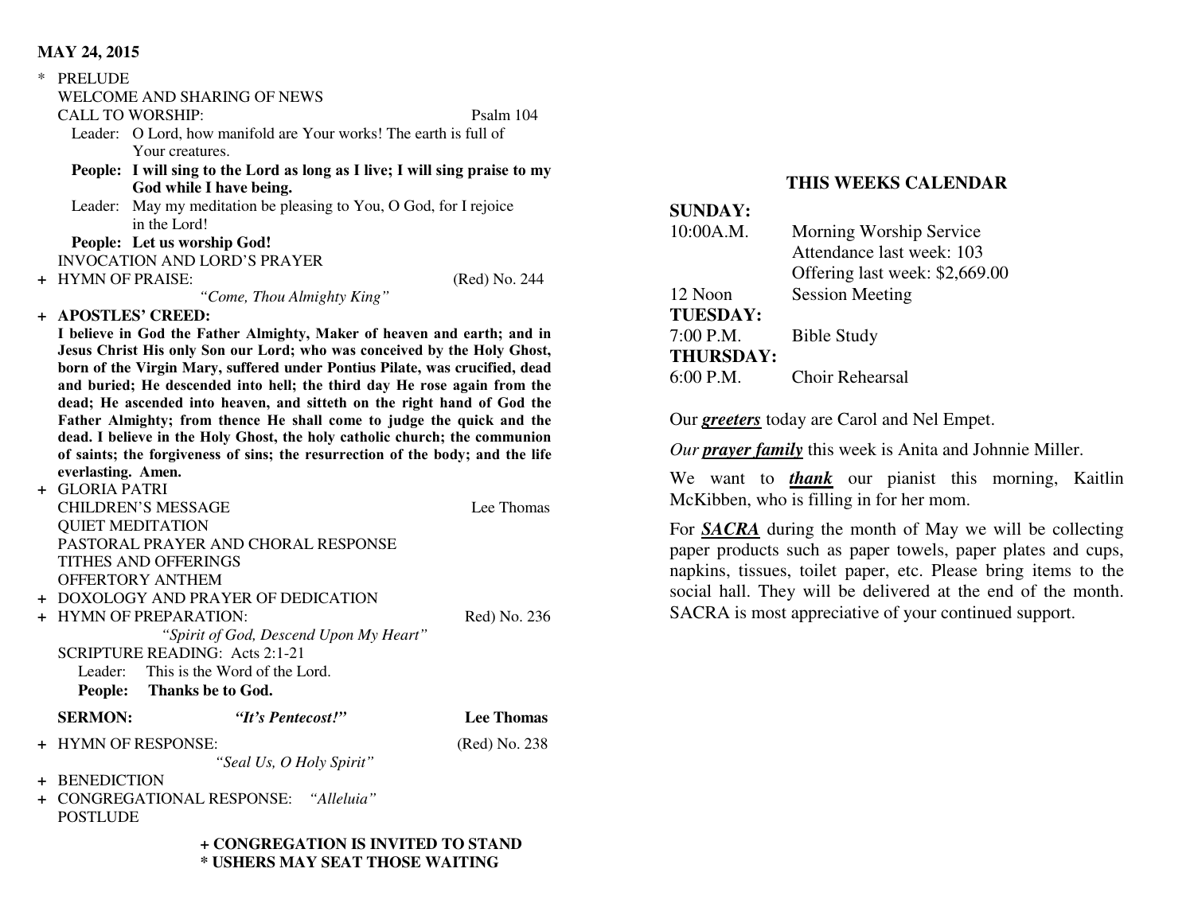**MAY 24, 2015**

\* PRELUDE
WELCOME AND SHARING OF NEWS
CALL TO WORSHIP: Psalm 104

Leader: O Lord, how manifold are Your works! The earth is full of Your creatures.
**People: I will sing to the Lord as long as I live; I will sing praise to my God while I have being.**
Leader: May my meditation be pleasing to You, O God, for I rejoice in the Lord!
**People: Let us worship God!**

INVOCATION AND LORD'S PRAYER
\+ HYMN OF PRAISE: (Red) No. 244
*"Come, Thou Almighty King"*

\+ **APOSTLES' CREED:**
**I believe in God the Father Almighty, Maker of heaven and earth; and in Jesus Christ His only Son our Lord; who was conceived by the Holy Ghost, born of the Virgin Mary, suffered under Pontius Pilate, was crucified, dead and buried; He descended into hell; the third day He rose again from the dead; He ascended into heaven, and sitteth on the right hand of God the Father Almighty; from thence He shall come to judge the quick and the dead. I believe in the Holy Ghost, the holy catholic church; the communion of saints; the forgiveness of sins; the resurrection of the body; and the life everlasting. Amen.**

\+ GLORIA PATRI
CHILDREN'S MESSAGE Lee Thomas
QUIET MEDITATION
PASTORAL PRAYER AND CHORAL RESPONSE
TITHES AND OFFERINGS
OFFERTORY ANTHEM
\+ DOXOLOGY AND PRAYER OF DEDICATION
\+ HYMN OF PREPARATION: Red) No. 236
*"Spirit of God, Descend Upon My Heart"*

SCRIPTURE READING: Acts 2:1-21
Leader: This is the Word of the Lord.
**People: Thanks be to God.**

**SERMON:** ***"It's Pentecost!"*** **Lee Thomas**

\+ HYMN OF RESPONSE: (Red) No. 238
*"Seal Us, O Holy Spirit"*

\+ BENEDICTION
\+ CONGREGATIONAL RESPONSE: *"Alleluia"*
POSTLUDE

**+ CONGREGATION IS INVITED TO STAND**
**\* USHERS MAY SEAT THOSE WAITING**

## THIS WEEKS CALENDAR

**SUNDAY:**
10:00A.M. Morning Worship Service
Attendance last week: 103
Offering last week: $2,669.00
12 Noon Session Meeting

**TUESDAY:**
7:00 P.M. Bible Study

**THURSDAY:**
6:00 P.M. Choir Rehearsal

Our ***greeters*** today are Carol and Nel Empet.

*Our* ***prayer family*** this week is Anita and Johnnie Miller.

We want to ***thank*** our pianist this morning, Kaitlin McKibben, who is filling in for her mom.

For ***SACRA*** during the month of May we will be collecting paper products such as paper towels, paper plates and cups, napkins, tissues, toilet paper, etc. Please bring items to the social hall. They will be delivered at the end of the month. SACRA is most appreciative of your continued support.